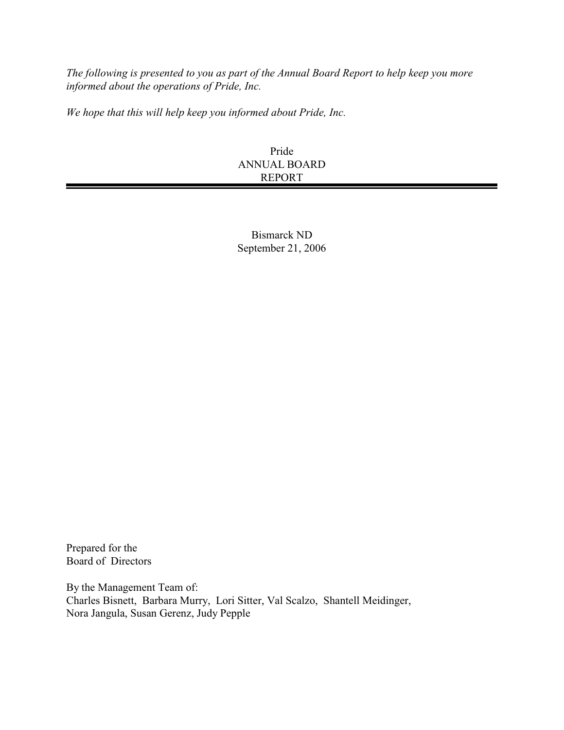*The following is presented to you as part of the Annual Board Report to help keep you more informed about the operations of Pride, Inc.*

*We hope that this will help keep you informed about Pride, Inc.*

# Pride
# ANNUAL BOARD
# REPORT

---

Bismarck ND
September 21, 2006

Prepared for the
Board of Directors

By the Management Team of:
Charles Bisnett, Barbara Murry, Lori Sitter, Val Scalzo, Shantell Meidinger,
Nora Jangula, Susan Gerenz, Judy Pepple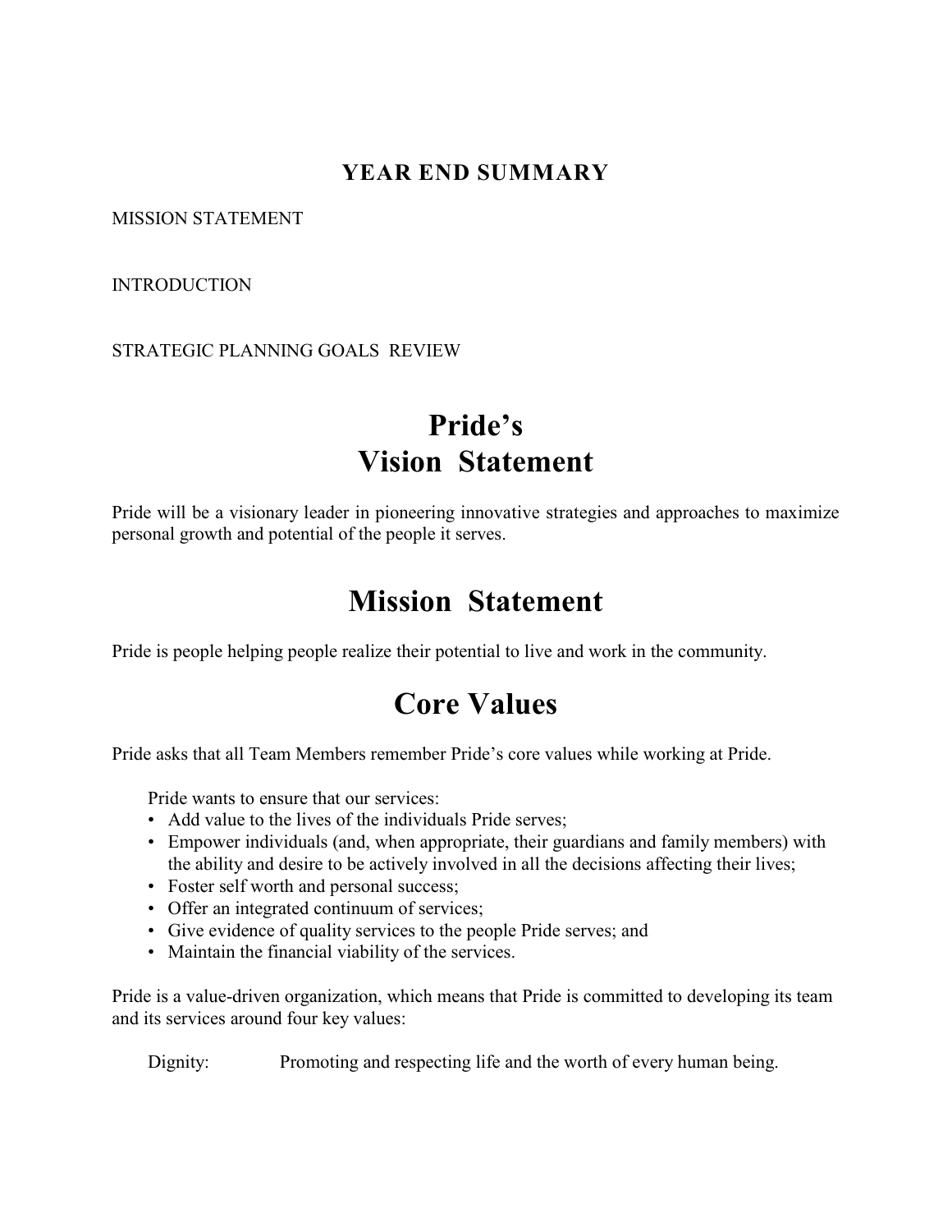## YEAR END SUMMARY

MISSION STATEMENT

INTRODUCTION

STRATEGIC PLANNING GOALS REVIEW

# Pride's Vision Statement

Pride will be a visionary leader in pioneering innovative strategies and approaches to maximize personal growth and potential of the people it serves.

# Mission Statement

Pride is people helping people realize their potential to live and work in the community.

# Core Values

Pride asks that all Team Members remember Pride's core values while working at Pride.

Pride wants to ensure that our services:

- Add value to the lives of the individuals Pride serves;
- Empower individuals (and, when appropriate, their guardians and family members) with the ability and desire to be actively involved in all the decisions affecting their lives;
- Foster self worth and personal success;
- Offer an integrated continuum of services;
- Give evidence of quality services to the people Pride serves; and
- Maintain the financial viability of the services.

Pride is a value-driven organization, which means that Pride is committed to developing its team and its services around four key values:

Dignity: Promoting and respecting life and the worth of every human being.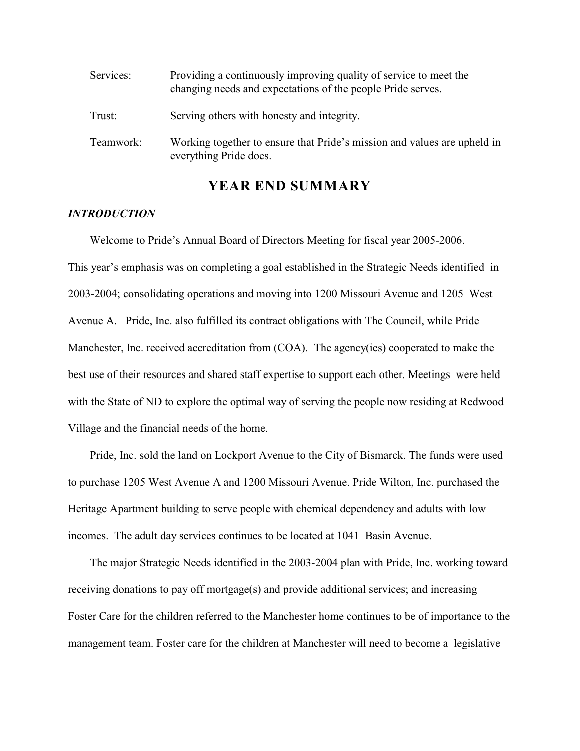Services: Providing a continuously improving quality of service to meet the changing needs and expectations of the people Pride serves.

Trust: Serving others with honesty and integrity.

Teamwork: Working together to ensure that Pride's mission and values are upheld in everything Pride does.

## YEAR END SUMMARY

### *INTRODUCTION*

Welcome to Pride's Annual Board of Directors Meeting for fiscal year 2005-2006. This year's emphasis was on completing a goal established in the Strategic Needs identified in 2003-2004; consolidating operations and moving into 1200 Missouri Avenue and 1205 West Avenue A. Pride, Inc. also fulfilled its contract obligations with The Council, while Pride Manchester, Inc. received accreditation from (COA). The agency(ies) cooperated to make the best use of their resources and shared staff expertise to support each other. Meetings were held with the State of ND to explore the optimal way of serving the people now residing at Redwood Village and the financial needs of the home.

Pride, Inc. sold the land on Lockport Avenue to the City of Bismarck. The funds were used to purchase 1205 West Avenue A and 1200 Missouri Avenue. Pride Wilton, Inc. purchased the Heritage Apartment building to serve people with chemical dependency and adults with low incomes. The adult day services continues to be located at 1041 Basin Avenue.

The major Strategic Needs identified in the 2003-2004 plan with Pride, Inc. working toward receiving donations to pay off mortgage(s) and provide additional services; and increasing Foster Care for the children referred to the Manchester home continues to be of importance to the management team. Foster care for the children at Manchester will need to become a legislative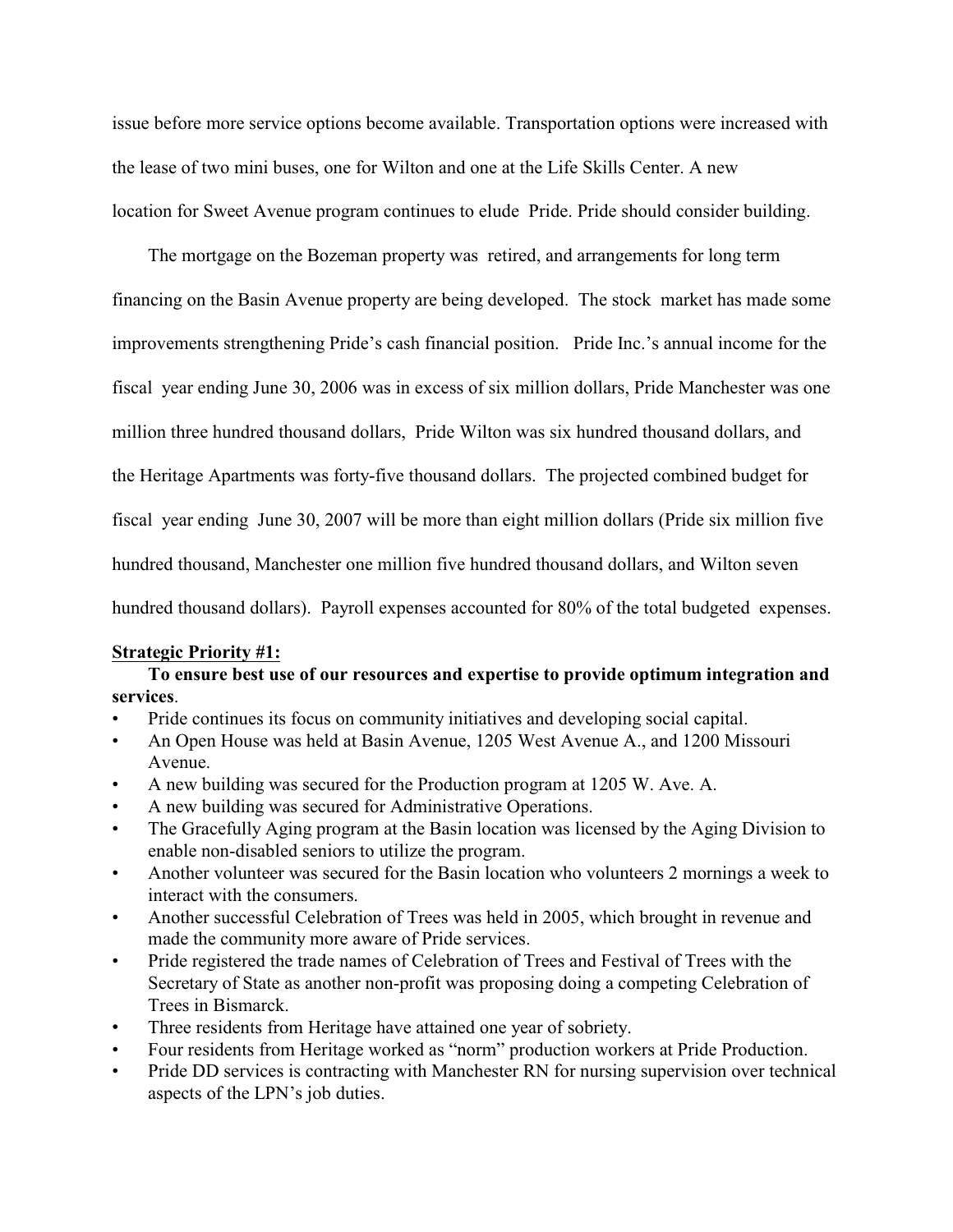issue before more service options become available. Transportation options were increased with the lease of two mini buses, one for Wilton and one at the Life Skills Center. A new location for Sweet Avenue program continues to elude Pride. Pride should consider building.

The mortgage on the Bozeman property was retired, and arrangements for long term financing on the Basin Avenue property are being developed. The stock market has made some improvements strengthening Pride's cash financial position. Pride Inc.'s annual income for the fiscal year ending June 30, 2006 was in excess of six million dollars, Pride Manchester was one million three hundred thousand dollars, Pride Wilton was six hundred thousand dollars, and the Heritage Apartments was forty-five thousand dollars. The projected combined budget for fiscal year ending June 30, 2007 will be more than eight million dollars (Pride six million five hundred thousand, Manchester one million five hundred thousand dollars, and Wilton seven hundred thousand dollars). Payroll expenses accounted for 80% of the total budgeted expenses.

**Strategic Priority #1:**

**To ensure best use of our resources and expertise to provide optimum integration and services**.

- Pride continues its focus on community initiatives and developing social capital.
- An Open House was held at Basin Avenue, 1205 West Avenue A., and 1200 Missouri Avenue.
- A new building was secured for the Production program at 1205 W. Ave. A.
- A new building was secured for Administrative Operations.
- The Gracefully Aging program at the Basin location was licensed by the Aging Division to enable non-disabled seniors to utilize the program.
- Another volunteer was secured for the Basin location who volunteers 2 mornings a week to interact with the consumers.
- Another successful Celebration of Trees was held in 2005, which brought in revenue and made the community more aware of Pride services.
- Pride registered the trade names of Celebration of Trees and Festival of Trees with the Secretary of State as another non-profit was proposing doing a competing Celebration of Trees in Bismarck.
- Three residents from Heritage have attained one year of sobriety.
- Four residents from Heritage worked as "norm" production workers at Pride Production.
- Pride DD services is contracting with Manchester RN for nursing supervision over technical aspects of the LPN's job duties.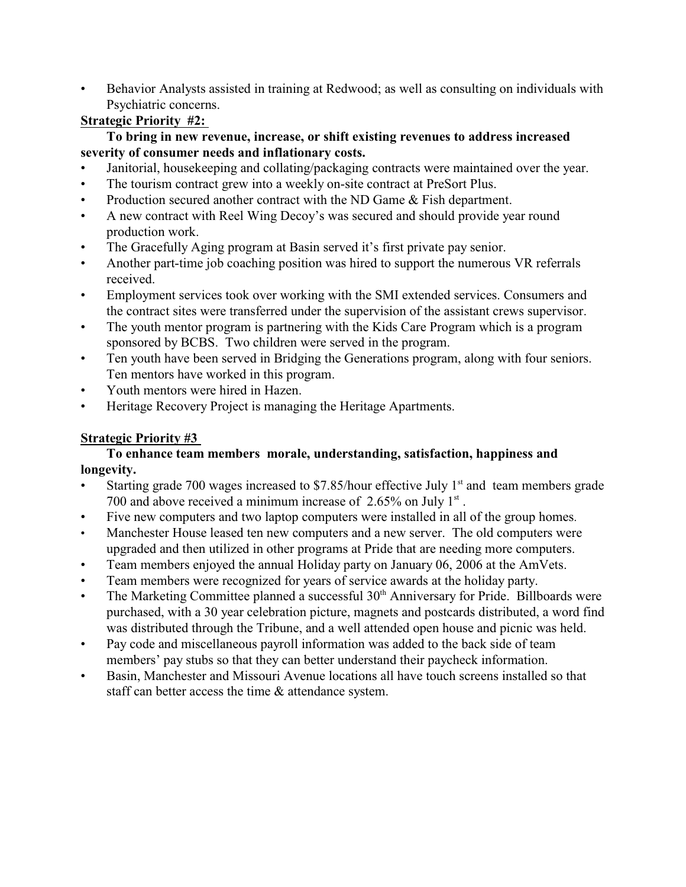- Behavior Analysts assisted in training at Redwood; as well as consulting on individuals with Psychiatric concerns.

**Strategic Priority #2:**

**To bring in new revenue, increase, or shift existing revenues to address increased severity of consumer needs and inflationary costs.**

- Janitorial, housekeeping and collating/packaging contracts were maintained over the year.
- The tourism contract grew into a weekly on-site contract at PreSort Plus.
- Production secured another contract with the ND Game & Fish department.
- A new contract with Reel Wing Decoy's was secured and should provide year round production work.
- The Gracefully Aging program at Basin served it's first private pay senior.
- Another part-time job coaching position was hired to support the numerous VR referrals received.
- Employment services took over working with the SMI extended services. Consumers and the contract sites were transferred under the supervision of the assistant crews supervisor.
- The youth mentor program is partnering with the Kids Care Program which is a program sponsored by BCBS. Two children were served in the program.
- Ten youth have been served in Bridging the Generations program, along with four seniors. Ten mentors have worked in this program.
- Youth mentors were hired in Hazen.
- Heritage Recovery Project is managing the Heritage Apartments.

**Strategic Priority #3**

**To enhance team members morale, understanding, satisfaction, happiness and longevity.**

- Starting grade 700 wages increased to $7.85/hour effective July 1st and team members grade 700 and above received a minimum increase of 2.65% on July 1st.
- Five new computers and two laptop computers were installed in all of the group homes.
- Manchester House leased ten new computers and a new server. The old computers were upgraded and then utilized in other programs at Pride that are needing more computers.
- Team members enjoyed the annual Holiday party on January 06, 2006 at the AmVets.
- Team members were recognized for years of service awards at the holiday party.
- The Marketing Committee planned a successful 30th Anniversary for Pride. Billboards were purchased, with a 30 year celebration picture, magnets and postcards distributed, a word find was distributed through the Tribune, and a well attended open house and picnic was held.
- Pay code and miscellaneous payroll information was added to the back side of team members' pay stubs so that they can better understand their paycheck information.
- Basin, Manchester and Missouri Avenue locations all have touch screens installed so that staff can better access the time & attendance system.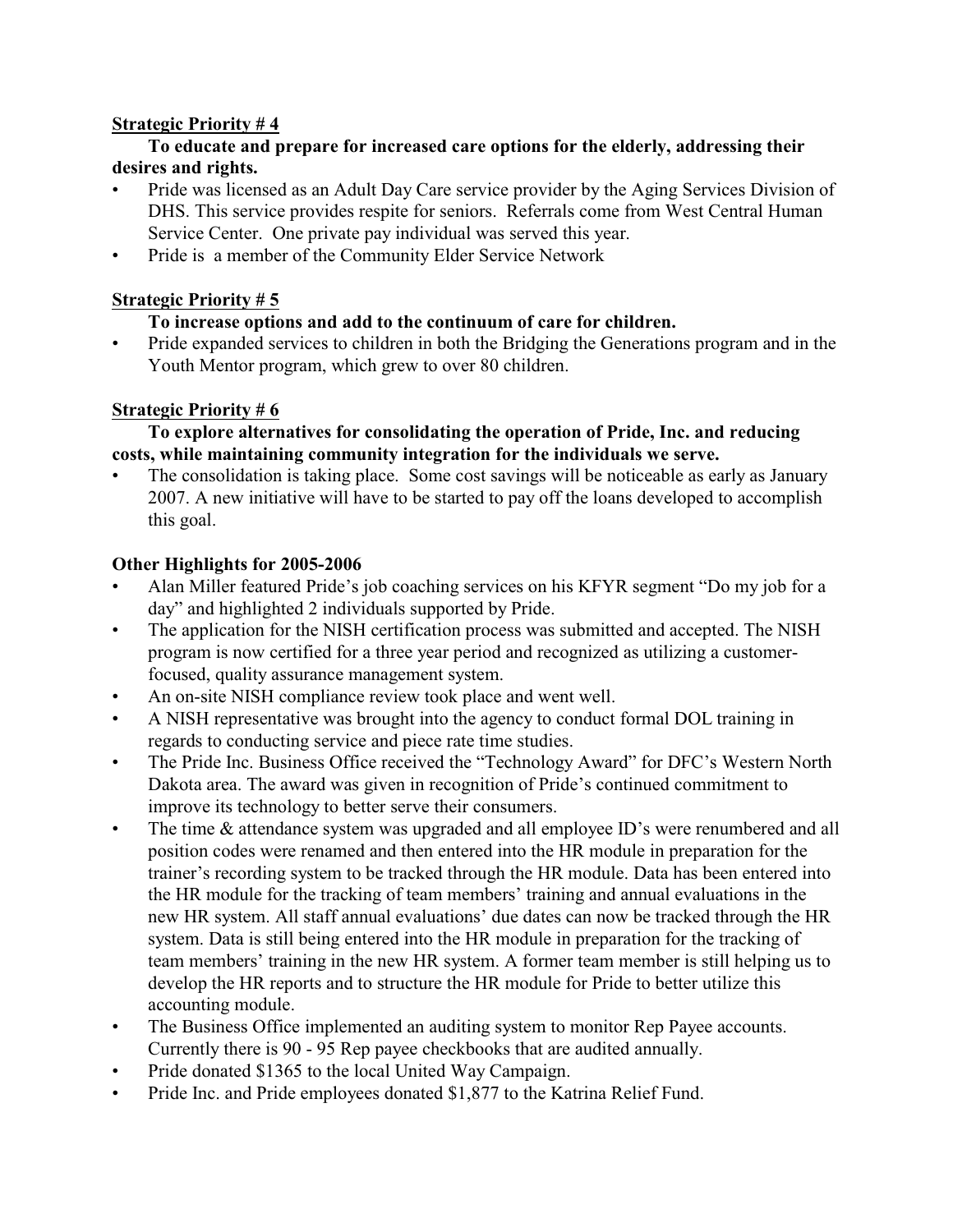**Strategic Priority # 4**

**To educate and prepare for increased care options for the elderly, addressing their desires and rights.**

- Pride was licensed as an Adult Day Care service provider by the Aging Services Division of DHS. This service provides respite for seniors. Referrals come from West Central Human Service Center. One private pay individual was served this year.
- Pride is a member of the Community Elder Service Network

**Strategic Priority # 5**

**To increase options and add to the continuum of care for children.**

- Pride expanded services to children in both the Bridging the Generations program and in the Youth Mentor program, which grew to over 80 children.

**Strategic Priority # 6**

**To explore alternatives for consolidating the operation of Pride, Inc. and reducing costs, while maintaining community integration for the individuals we serve.**

- The consolidation is taking place. Some cost savings will be noticeable as early as January 2007. A new initiative will have to be started to pay off the loans developed to accomplish this goal.

**Other Highlights for 2005-2006**

- Alan Miller featured Pride's job coaching services on his KFYR segment "Do my job for a day" and highlighted 2 individuals supported by Pride.
- The application for the NISH certification process was submitted and accepted. The NISH program is now certified for a three year period and recognized as utilizing a customer-focused, quality assurance management system.
- An on-site NISH compliance review took place and went well.
- A NISH representative was brought into the agency to conduct formal DOL training in regards to conducting service and piece rate time studies.
- The Pride Inc. Business Office received the "Technology Award" for DFC's Western North Dakota area. The award was given in recognition of Pride's continued commitment to improve its technology to better serve their consumers.
- The time & attendance system was upgraded and all employee ID's were renumbered and all position codes were renamed and then entered into the HR module in preparation for the trainer's recording system to be tracked through the HR module. Data has been entered into the HR module for the tracking of team members' training and annual evaluations in the new HR system. All staff annual evaluations' due dates can now be tracked through the HR system. Data is still being entered into the HR module in preparation for the tracking of team members' training in the new HR system. A former team member is still helping us to develop the HR reports and to structure the HR module for Pride to better utilize this accounting module.
- The Business Office implemented an auditing system to monitor Rep Payee accounts. Currently there is 90 - 95 Rep payee checkbooks that are audited annually.
- Pride donated $1365 to the local United Way Campaign.
- Pride Inc. and Pride employees donated $1,877 to the Katrina Relief Fund.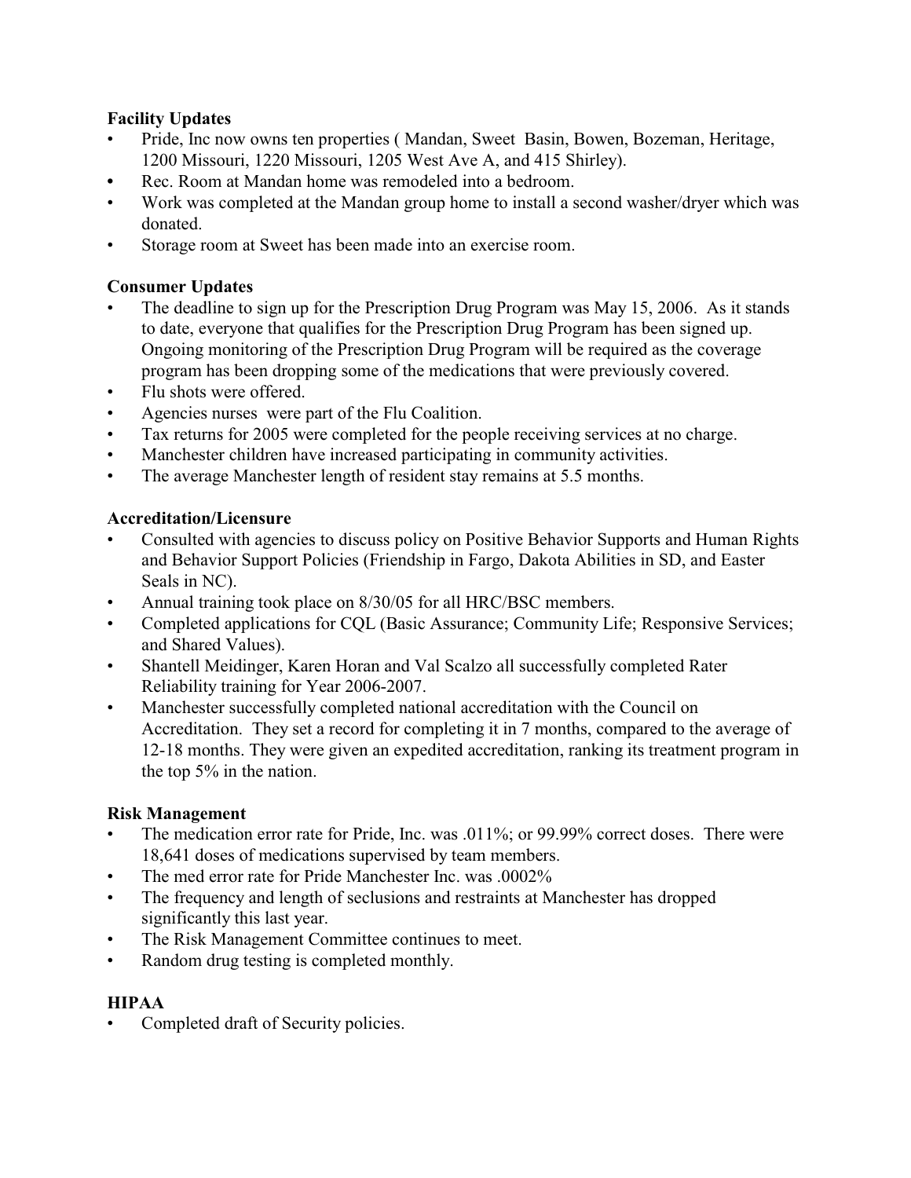**Facility Updates**

- Pride, Inc now owns ten properties ( Mandan, Sweet Basin, Bowen, Bozeman, Heritage, 1200 Missouri, 1220 Missouri, 1205 West Ave A, and 415 Shirley).
- Rec. Room at Mandan home was remodeled into a bedroom.
- Work was completed at the Mandan group home to install a second washer/dryer which was donated.
- Storage room at Sweet has been made into an exercise room.

**Consumer Updates**

- The deadline to sign up for the Prescription Drug Program was May 15, 2006. As it stands to date, everyone that qualifies for the Prescription Drug Program has been signed up. Ongoing monitoring of the Prescription Drug Program will be required as the coverage program has been dropping some of the medications that were previously covered.
- Flu shots were offered.
- Agencies nurses were part of the Flu Coalition.
- Tax returns for 2005 were completed for the people receiving services at no charge.
- Manchester children have increased participating in community activities.
- The average Manchester length of resident stay remains at 5.5 months.

**Accreditation/Licensure**

- Consulted with agencies to discuss policy on Positive Behavior Supports and Human Rights and Behavior Support Policies (Friendship in Fargo, Dakota Abilities in SD, and Easter Seals in NC).
- Annual training took place on 8/30/05 for all HRC/BSC members.
- Completed applications for CQL (Basic Assurance; Community Life; Responsive Services; and Shared Values).
- Shantell Meidinger, Karen Horan and Val Scalzo all successfully completed Rater Reliability training for Year 2006-2007.
- Manchester successfully completed national accreditation with the Council on Accreditation. They set a record for completing it in 7 months, compared to the average of 12-18 months. They were given an expedited accreditation, ranking its treatment program in the top 5% in the nation.

**Risk Management**

- The medication error rate for Pride, Inc. was .011%; or 99.99% correct doses. There were 18,641 doses of medications supervised by team members.
- The med error rate for Pride Manchester Inc. was .0002%
- The frequency and length of seclusions and restraints at Manchester has dropped significantly this last year.
- The Risk Management Committee continues to meet.
- Random drug testing is completed monthly.

**HIPAA**

- Completed draft of Security policies.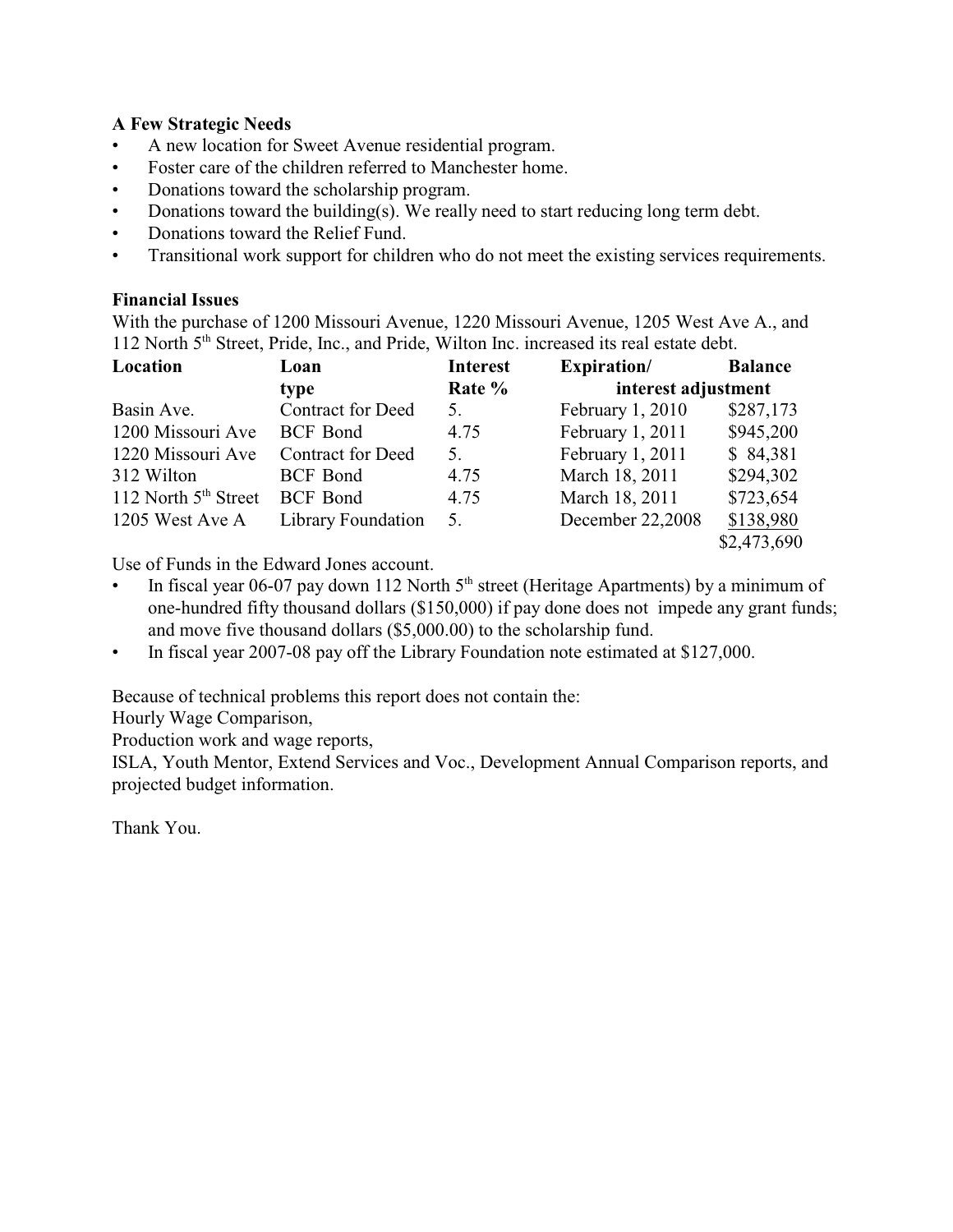**A Few Strategic Needs**

- A new location for Sweet Avenue residential program.
- Foster care of the children referred to Manchester home.
- Donations toward the scholarship program.
- Donations toward the building(s). We really need to start reducing long term debt.
- Donations toward the Relief Fund.
- Transitional work support for children who do not meet the existing services requirements.

**Financial Issues**

With the purchase of 1200 Missouri Avenue, 1220 Missouri Avenue, 1205 West Ave A., and 112 North 5th Street, Pride, Inc., and Pride, Wilton Inc. increased its real estate debt.

| Location | Loan type | Interest Rate % | Expiration/ interest adjustment | Balance |
|---|---|---|---|---|
| Basin Ave. | Contract for Deed | 5. | February 1, 2010 | $287,173 |
| 1200 Missouri Ave | BCF Bond | 4.75 | February 1, 2011 | $945,200 |
| 1220 Missouri Ave | Contract for Deed | 5. | February 1, 2011 | $ 84,381 |
| 312 Wilton | BCF Bond | 4.75 | March 18, 2011 | $294,302 |
| 112 North 5th Street | BCF Bond | 4.75 | March 18, 2011 | $723,654 |
| 1205 West Ave A | Library Foundation | 5. | December 22,2008 | $138,980 |
| | | | | $2,473,690 |

Use of Funds in the Edward Jones account.

- In fiscal year 06-07 pay down 112 North 5th street (Heritage Apartments) by a minimum of one-hundred fifty thousand dollars ($150,000) if pay done does not impede any grant funds; and move five thousand dollars ($5,000.00) to the scholarship fund.
- In fiscal year 2007-08 pay off the Library Foundation note estimated at $127,000.

Because of technical problems this report does not contain the:
Hourly Wage Comparison,
Production work and wage reports,
ISLA, Youth Mentor, Extend Services and Voc., Development Annual Comparison reports, and projected budget information.

Thank You.